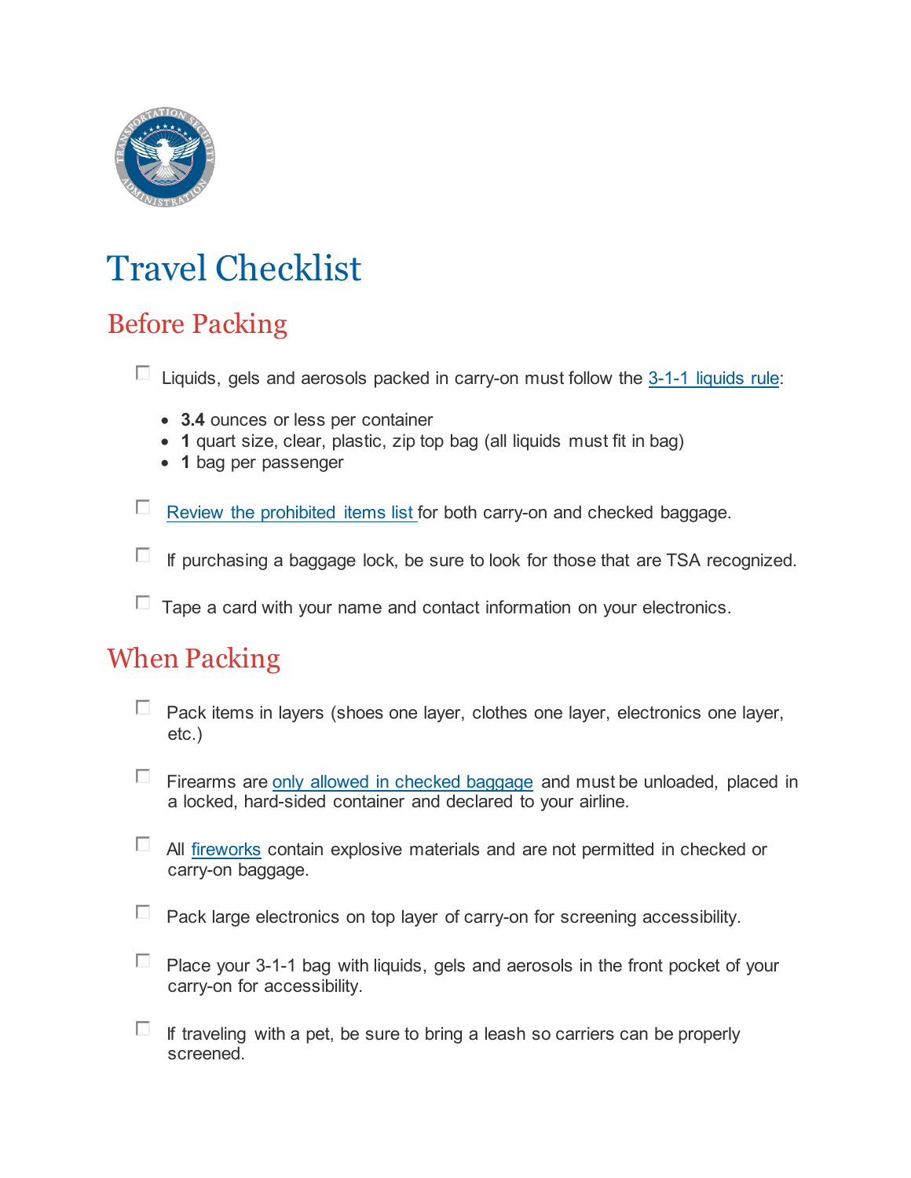# Travel Checklist

## Before Packing

- [ ] Liquids, gels and aerosols packed in carry-on must follow the [3-1-1 liquids rule]():
  - **3.4** ounces or less per container
  - **1** quart size, clear, plastic, zip top bag (all liquids must fit in bag)
  - **1** bag per passenger

- [ ] [Review the prohibited items list]() for both carry-on and checked baggage.

- [ ] If purchasing a baggage lock, be sure to look for those that are TSA recognized.

- [ ] Tape a card with your name and contact information on your electronics.

## When Packing

- [ ] Pack items in layers (shoes one layer, clothes one layer, electronics one layer, etc.)

- [ ] Firearms are [only allowed in checked baggage]() and must be unloaded, placed in a locked, hard-sided container and declared to your airline.

- [ ] All [fireworks]() contain explosive materials and are not permitted in checked or carry-on baggage.

- [ ] Pack large electronics on top layer of carry-on for screening accessibility.

- [ ] Place your 3-1-1 bag with liquids, gels and aerosols in the front pocket of your carry-on for accessibility.

- [ ] If traveling with a pet, be sure to bring a leash so carriers can be properly screened.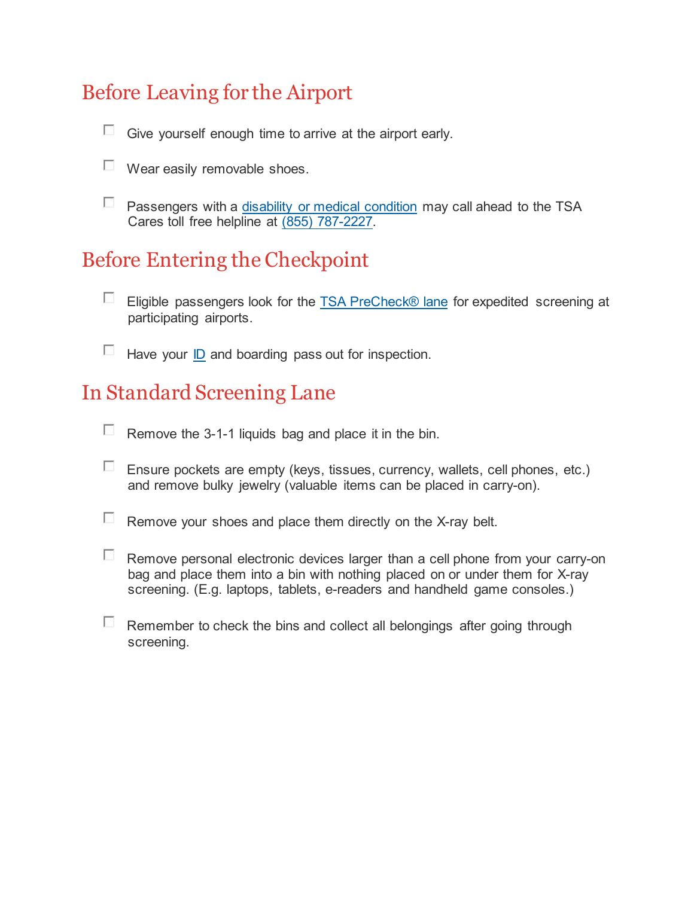## Before Leaving for the Airport

- [ ] Give yourself enough time to arrive at the airport early.
- [ ] Wear easily removable shoes.
- [ ] Passengers with a disability or medical condition may call ahead to the TSA Cares toll free helpline at (855) 787-2227.

## Before Entering the Checkpoint

- [ ] Eligible passengers look for the TSA PreCheck® lane for expedited screening at participating airports.
- [ ] Have your ID and boarding pass out for inspection.

## In Standard Screening Lane

- [ ] Remove the 3-1-1 liquids bag and place it in the bin.
- [ ] Ensure pockets are empty (keys, tissues, currency, wallets, cell phones, etc.) and remove bulky jewelry (valuable items can be placed in carry-on).
- [ ] Remove your shoes and place them directly on the X-ray belt.
- [ ] Remove personal electronic devices larger than a cell phone from your carry-on bag and place them into a bin with nothing placed on or under them for X-ray screening. (E.g. laptops, tablets, e-readers and handheld game consoles.)
- [ ] Remember to check the bins and collect all belongings after going through screening.